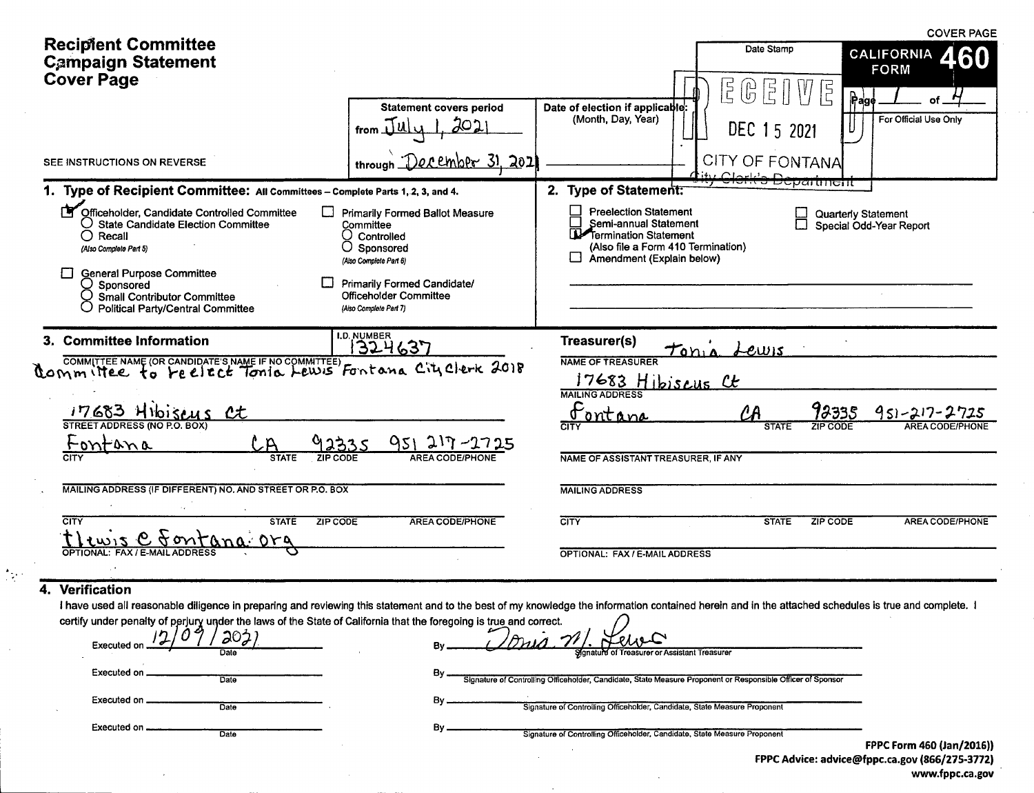COVER PAGE

# Recipient Committee Campaign Statement Cover Page

**CALIFORNIA FORM 460**

SEE INSTRUCTIONS ON REVERSE

| Statement covers period | Date of election if applicable: (Month, Day, Year) | Date Stamp | Page 1 of 4 |
|---|---|---|---|
| from July 1, 2021 through December 31, 2021 | | RECEIVED DEC 15 2021 CITY OF FONTANA City Clerk's Department | For Official Use Only |

## 1. Type of Recipient Committee: All Committees – Complete Parts 1, 2, 3, and 4.

- [x] Officeholder, Candidate Controlled Committee
  - ○ State Candidate Election Committee
  - ○ Recall (Also Complete Part 5)
- [ ] General Purpose Committee
  - ○ Sponsored
  - ○ Small Contributor Committee
  - ○ Political Party/Central Committee
- [ ] Primarily Formed Ballot Measure Committee
  - ○ Controlled
  - ○ Sponsored (Also Complete Part 6)
- [ ] Primarily Formed Candidate/Officeholder Committee (Also Complete Part 7)

## 2. Type of Statement:

- [ ] Preelection Statement
- [ ] Semi-annual Statement
- [x] Termination Statement (Also file a Form 410 Termination)
- [ ] Amendment (Explain below)
- [ ] Quarterly Statement
- [ ] Special Odd-Year Report

## 3. Committee Information

I.D. NUMBER: 1324637

COMMITTEE NAME (OR CANDIDATE'S NAME IF NO COMMITTEE): Committee to reelect Tonia Lewis Fontana City Clerk 2018

STREET ADDRESS (NO P.O. BOX): 17683 Hibiscus Ct

| CITY | STATE | ZIP CODE | AREA CODE/PHONE |
|---|---|---|---|
| Fontana | CA | 92335 | 951 217-2725 |

MAILING ADDRESS (IF DIFFERENT) NO. AND STREET OR P.O. BOX:

| CITY | STATE | ZIP CODE | AREA CODE/PHONE |
|---|---|---|---|
| | | | |

OPTIONAL: FAX / E-MAIL ADDRESS: tlewis@fontana.org

### Treasurer(s)

NAME OF TREASURER: Tonia Lewis

MAILING ADDRESS: 17683 Hibiscus Ct

| CITY | STATE | ZIP CODE | AREA CODE/PHONE |
|---|---|---|---|
| Fontana | CA | 92335 | 951-217-2725 |

NAME OF ASSISTANT TREASURER, IF ANY:

MAILING ADDRESS:

| CITY | STATE | ZIP CODE | AREA CODE/PHONE |
|---|---|---|---|
| | | | |

OPTIONAL: FAX / E-MAIL ADDRESS:

## 4. Verification

I have used all reasonable diligence in preparing and reviewing this statement and to the best of my knowledge the information contained herein and in the attached schedules is true and complete. I certify under penalty of perjury under the laws of the State of California that the foregoing is true and correct.

Executed on 12/09/2021 (Date) By Tonia M. Lewis (Signature of Treasurer or Assistant Treasurer)

Executed on ________ (Date) By ________ (Signature of Controlling Officeholder, Candidate, State Measure Proponent or Responsible Officer of Sponsor)

Executed on ________ (Date) By ________ (Signature of Controlling Officeholder, Candidate, State Measure Proponent)

Executed on ________ (Date) By ________ (Signature of Controlling Officeholder, Candidate, State Measure Proponent)

FPPC Form 460 (Jan/2016))
FPPC Advice: advice@fppc.ca.gov (866/275-3772)
www.fppc.ca.gov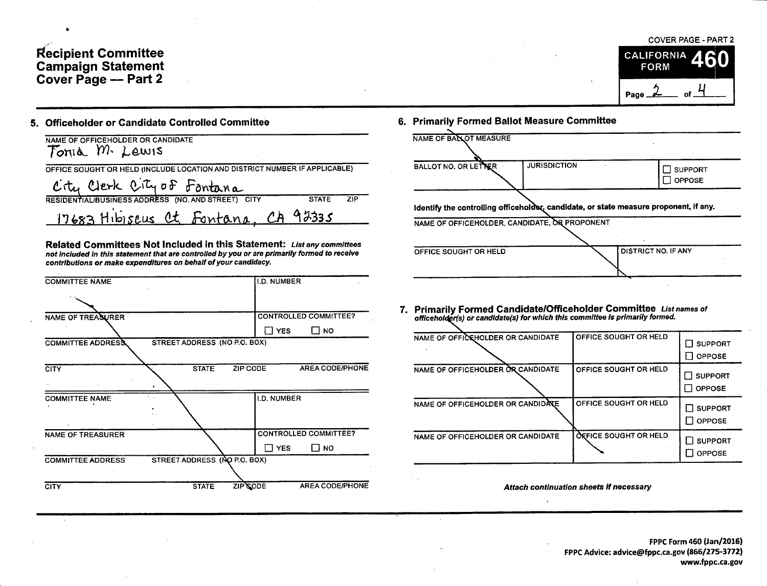# Recipient Committee Campaign Statement Cover Page — Part 2

COVER PAGE - PART 2

CALIFORNIA FORM 460

Page 2 of 4

## 5. Officeholder or Candidate Controlled Committee

NAME OF OFFICEHOLDER OR CANDIDATE

Tonia M. Lewis

OFFICE SOUGHT OR HELD (INCLUDE LOCATION AND DISTRICT NUMBER IF APPLICABLE)

City Clerk City of Fontana

RESIDENTIAL/BUSINESS ADDRESS (NO. AND STREET) CITY STATE ZIP

17683 Hibiscus Ct Fontana, CA 92335

**Related Committees Not Included in this Statement:** ***List any committees not included in this statement that are controlled by you or are primarily formed to receive contributions or make expenditures on behalf of your candidacy.***

| COMMITTEE NAME | | | I.D. NUMBER |
|---|---|---|---|
| | | | |
| NAME OF TREASURER | | | CONTROLLED COMMITTEE? ☐ YES ☐ NO |
| COMMITTEE ADDRESS | STREET ADDRESS (NO P.O. BOX) | | |
| CITY | STATE | ZIP CODE | AREA CODE/PHONE |
| | | | |

| COMMITTEE NAME | | | I.D. NUMBER |
|---|---|---|---|
| | | | |
| NAME OF TREASURER | | | CONTROLLED COMMITTEE? ☐ YES ☐ NO |
| COMMITTEE ADDRESS | STREET ADDRESS (NO P.O. BOX) | | |
| CITY | STATE | ZIP CODE | AREA CODE/PHONE |
| | | | |

## 6. Primarily Formed Ballot Measure Committee

NAME OF BALLOT MEASURE

| BALLOT NO. OR LETTER | JURISDICTION | ☐ SUPPORT ☐ OPPOSE |
|---|---|---|
| | | |

**Identify the controlling officeholder, candidate, or state measure proponent, if any.**

NAME OF OFFICEHOLDER, CANDIDATE, OR PROPONENT

| OFFICE SOUGHT OR HELD | DISTRICT NO. IF ANY |
|---|---|
| | |

## 7. Primarily Formed Candidate/Officeholder Committee

***List names of officeholder(s) or candidate(s) for which this committee is primarily formed.***

| NAME OF OFFICEHOLDER OR CANDIDATE | OFFICE SOUGHT OR HELD | |
|---|---|---|
| | | ☐ SUPPORT ☐ OPPOSE |
| NAME OF OFFICEHOLDER OR CANDIDATE | OFFICE SOUGHT OR HELD | ☐ SUPPORT ☐ OPPOSE |
| NAME OF OFFICEHOLDER OR CANDIDATE | OFFICE SOUGHT OR HELD | ☐ SUPPORT ☐ OPPOSE |
| NAME OF OFFICEHOLDER OR CANDIDATE | OFFICE SOUGHT OR HELD | ☐ SUPPORT ☐ OPPOSE |

***Attach continuation sheets if necessary***

**FPPC Form 460 (Jan/2016)**
**FPPC Advice: advice@fppc.ca.gov (866/275-3772)**
**www.fppc.ca.gov**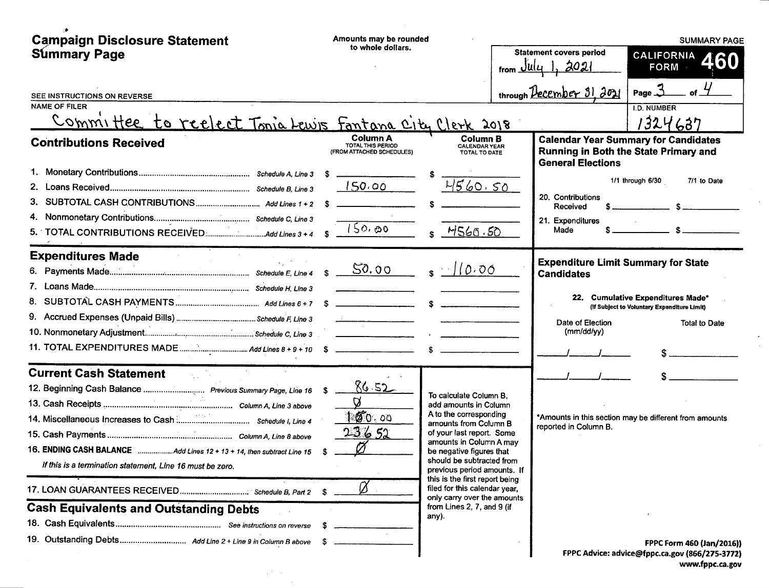# Campaign Disclosure Statement Summary Page

Amounts may be rounded to whole dollars.

SUMMARY PAGE

**CALIFORNIA FORM 460**

Statement covers period from July 1, 2021 through December 31, 2021

Page 3 of 4

SEE INSTRUCTIONS ON REVERSE

NAME OF FILER: Committee to reelect Tonia Lewis Fontana City Clerk 2018

I.D. NUMBER: 1324637

## Contributions Received

| | | | Column A TOTAL THIS PERIOD (FROM ATTACHED SCHEDULES) | Column B CALENDAR YEAR TOTAL TO DATE |
|---|---|---|---|---|
| 1. | Monetary Contributions | Schedule A, Line 3 | $ | $ |
| 2. | Loans Received | Schedule B, Line 3 | 150.00 | 4560.50 |
| 3. | SUBTOTAL CASH CONTRIBUTIONS | Add Lines 1 + 2 | $ | $ |
| 4. | Nonmonetary Contributions | Schedule C, Line 3 | | |
| 5. | TOTAL CONTRIBUTIONS RECEIVED | Add Lines 3 + 4 | $ 150.00 | $ 4560.50 |

## Expenditures Made

| | | | Column A | Column B |
|---|---|---|---|---|
| 6. | Payments Made | Schedule E, Line 4 | $ 50.00 | $ 110.00 |
| 7. | Loans Made | Schedule H, Line 3 | | |
| 8. | SUBTOTAL CASH PAYMENTS | Add Lines 6 + 7 | $ | $ |
| 9. | Accrued Expenses (Unpaid Bills) | Schedule F, Line 3 | | |
| 10. | Nonmonetary Adjustment | Schedule C, Line 3 | | |
| 11. | TOTAL EXPENDITURES MADE | Add Lines 8 + 9 + 10 | $ | $ |

## Current Cash Statement

| | | | |
|---|---|---|---|
| 12. | Beginning Cash Balance | Previous Summary Page, Line 16 | $ 86.52 |
| 13. | Cash Receipts | Column A, Line 3 above | Ø |
| 14. | Miscellaneous Increases to Cash | Schedule I, Line 4 | 150.00 |
| 15. | Cash Payments | Column A, Line 8 above | 236.52 |
| 16. | **ENDING CASH BALANCE** | Add Lines 12 + 13 + 14, then subtract Line 15 | $ Ø |

*If this is a termination statement, Line 16 must be zero.*

| | | | |
|---|---|---|---|
| 17. | LOAN GUARANTEES RECEIVED | Schedule B, Part 2 | $ Ø |

To calculate Column B, add amounts in Column A to the corresponding amounts from Column B of your last report. Some amounts in Column A may be negative figures that should be subtracted from previous period amounts. If this is the first report being filed for this calendar year, only carry over the amounts from Lines 2, 7, and 9 (if any).

## Cash Equivalents and Outstanding Debts

| | | | |
|---|---|---|---|
| 18. | Cash Equivalents | See instructions on reverse | $ |
| 19. | Outstanding Debts | Add Line 2 + Line 9 in Column B above | $ |

## Calendar Year Summary for Candidates Running in Both the State Primary and General Elections

| | 1/1 through 6/30 | 7/1 to Date |
|---|---|---|
| 20. Contributions Received | $ | $ |
| 21. Expenditures Made | $ | $ |

## Expenditure Limit Summary for State Candidates

22. Cumulative Expenditures Made* (If Subject to Voluntary Expenditure Limit)

| Date of Election (mm/dd/yy) | Total to Date |
|---|---|
| ___/___/___ | $ |
| ___/___/___ | $ |

*Amounts in this section may be different from amounts reported in Column B.

FPPC Form 460 (Jan/2016))
FPPC Advice: advice@fppc.ca.gov (866/275-3772)
www.fppc.ca.gov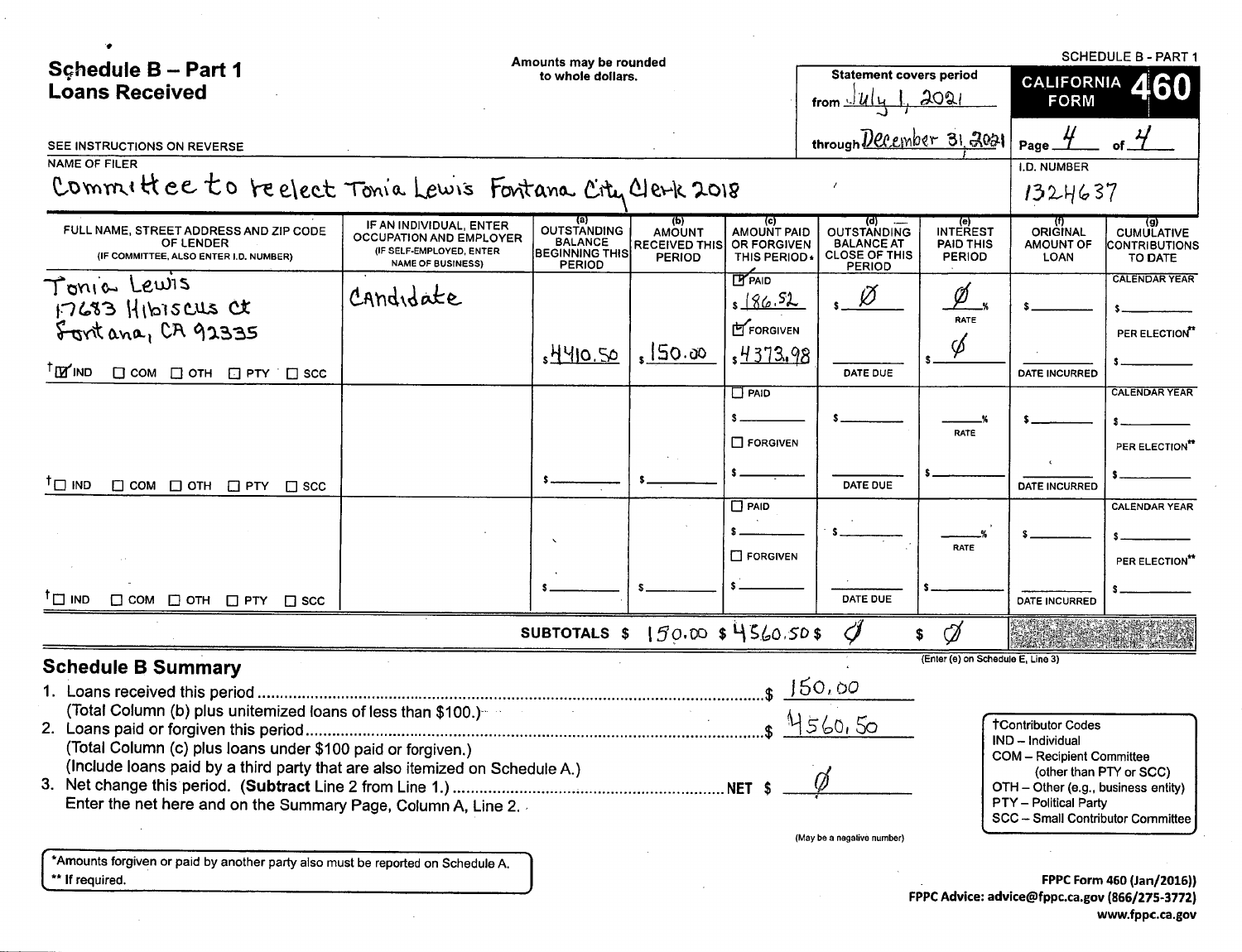# Schedule B – Part 1
## Loans Received

Amounts may be rounded to whole dollars.

SEE INSTRUCTIONS ON REVERSE

SCHEDULE B - PART 1

CALIFORNIA FORM 460

Statement covers period from July 1, 2021 through December 31, 2021

Page 4 of 4

NAME OF FILER: Committee to reelect Tonia Lewis Fontana City Clerk 2018

I.D. NUMBER: 1324637

| FULL NAME, STREET ADDRESS AND ZIP CODE OF LENDER (IF COMMITTEE, ALSO ENTER I.D. NUMBER) | IF AN INDIVIDUAL, ENTER OCCUPATION AND EMPLOYER (IF SELF-EMPLOYED, ENTER NAME OF BUSINESS) | (a) OUTSTANDING BALANCE BEGINNING THIS PERIOD | (b) AMOUNT RECEIVED THIS PERIOD | (c) AMOUNT PAID OR FORGIVEN THIS PERIOD* | (d) OUTSTANDING BALANCE AT CLOSE OF THIS PERIOD | (e) INTEREST PAID THIS PERIOD | (f) ORIGINAL AMOUNT OF LOAN | (g) CUMULATIVE CONTRIBUTIONS TO DATE |
|---|---|---|---|---|---|---|---|---|
| Tonia Lewis<br>17683 Hibiscus Ct<br>Fontana, CA 92335<br>†☑ IND ☐ COM ☐ OTH ☐ PTY ☐ SCC | Candidate | $4410.50 | $150.00 | ☑ PAID $186.52<br>☑ FORGIVEN $4373.98 | $ Ø<br>DATE DUE | Ø % RATE<br>$ Ø | $<br>DATE INCURRED | CALENDAR YEAR $<br>PER ELECTION** $ |
| †☐ IND ☐ COM ☐ OTH ☐ PTY ☐ SCC | | $ | $ | ☐ PAID $<br>☐ FORGIVEN $ | $<br>DATE DUE | % RATE<br>$ | $<br>DATE INCURRED | CALENDAR YEAR $<br>PER ELECTION** $ |
| †☐ IND ☐ COM ☐ OTH ☐ PTY ☐ SCC | | $ | $ | ☐ PAID $<br>☐ FORGIVEN $ | $<br>DATE DUE | % RATE<br>$ | $<br>DATE INCURRED | CALENDAR YEAR $<br>PER ELECTION** $ |
| | SUBTOTALS | | $150.00 | $4560.50 | $ Ø | $ Ø | | |

(Enter (e) on Schedule E, Line 3)

## Schedule B Summary

1. Loans received this period .................... $ 150.00
   (Total Column (b) plus unitemized loans of less than $100.)
2. Loans paid or forgiven this period .................... $ 4560.50
   (Total Column (c) plus loans under $100 paid or forgiven.)
   (Include loans paid by a third party that are also itemized on Schedule A.)
3. Net change this period. (**Subtract** Line 2 from Line 1.) .................... NET $ Ø
   Enter the net here and on the Summary Page, Column A, Line 2.

(May be a negative number)

†Contributor Codes
- IND – Individual
- COM – Recipient Committee (other than PTY or SCC)
- OTH – Other (e.g., business entity)
- PTY – Political Party
- SCC – Small Contributor Committee

*Amounts forgiven or paid by another party also must be reported on Schedule A.
** If required.

FPPC Form 460 (Jan/2016))
FPPC Advice: advice@fppc.ca.gov (866/275-3772)
www.fppc.ca.gov